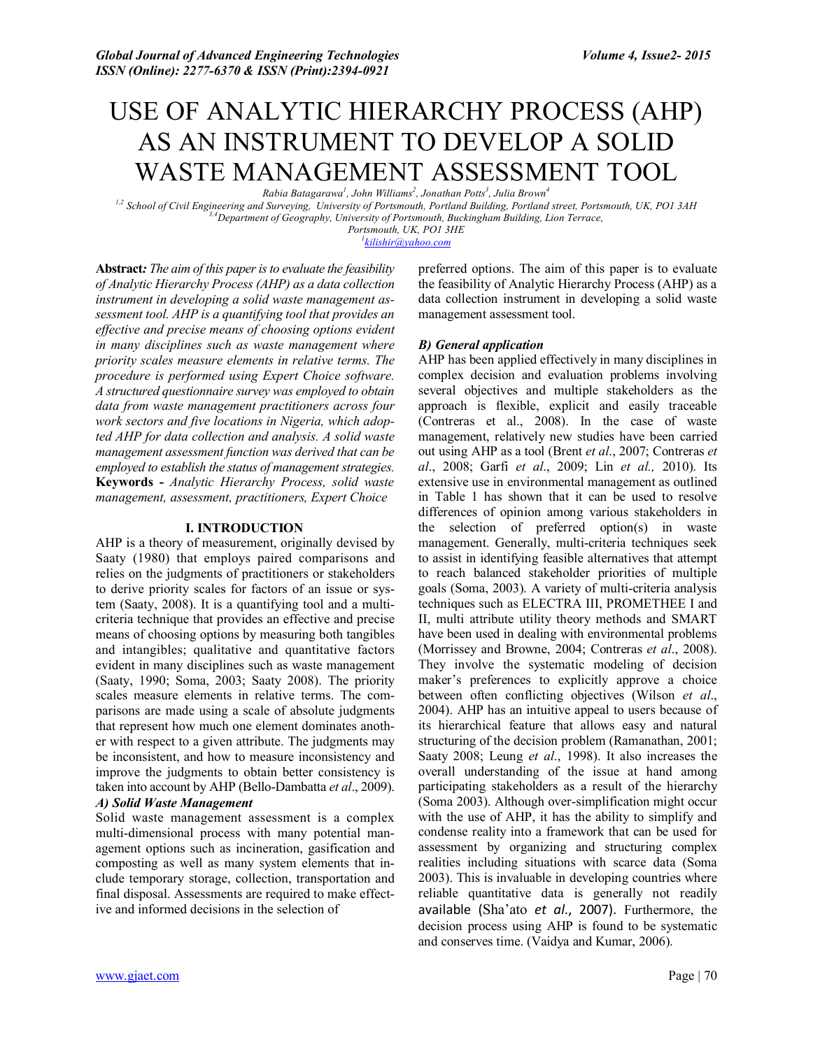# USE OF ANALYTIC HIERARCHY PROCESS (AHP) AS AN INSTRUMENT TO DEVELOP A SOLID WASTE MANAGEMENT ASSESSMENT TOOL

*Rabia Batagarawa[1], John Williams[2], Jonathan Potts[3], Julia Brown[4]*

[1,2] School of Civil Engineering and Surveying, University of Portsmouth, Portland Building, Portland street, Portsmouth, UK, PO1 3AH

[3,4]Department of Geography, University of Portsmouth, Buckingham Building, Lion Terrace, Portsmouth, UK, PO1 3HE

[1]kilishir@yahoo.com

**Abstract***: The aim of this paper is to evaluate the feasibility of Analytic Hierarchy Process (AHP) as a data collection instrument in developing a solid waste management assessment tool. AHP is a quantifying tool that provides an effective and precise means of choosing options evident in many disciplines such as waste management where priority scales measure elements in relative terms. The procedure is performed using Expert Choice software. A structured questionnaire survey was employed to obtain data from waste management practitioners across four work sectors and five locations in Nigeria, which adopted AHP for data collection and analysis. A solid waste management assessment function was derived that can be employed to establish the status of management strategies.*

**Keywords -** *Analytic Hierarchy Process, solid waste management, assessment, practitioners, Expert Choice*

## I. INTRODUCTION

AHP is a theory of measurement, originally devised by Saaty (1980) that employs paired comparisons and relies on the judgments of practitioners or stakeholders to derive priority scales for factors of an issue or system (Saaty, 2008). It is a quantifying tool and a multi-criteria technique that provides an effective and precise means of choosing options by measuring both tangibles and intangibles; qualitative and quantitative factors evident in many disciplines such as waste management (Saaty, 1990; Soma, 2003; Saaty 2008). The priority scales measure elements in relative terms. The comparisons are made using a scale of absolute judgments that represent how much one element dominates another with respect to a given attribute. The judgments may be inconsistent, and how to measure inconsistency and improve the judgments to obtain better consistency is taken into account by AHP (Bello-Dambatta *et al*., 2009).

### *A) Solid Waste Management*

Solid waste management assessment is a complex multi-dimensional process with many potential management options such as incineration, gasification and composting as well as many system elements that include temporary storage, collection, transportation and final disposal. Assessments are required to make effective and informed decisions in the selection of preferred options. The aim of this paper is to evaluate the feasibility of Analytic Hierarchy Process (AHP) as a data collection instrument in developing a solid waste management assessment tool.

### *B) General application*

AHP has been applied effectively in many disciplines in complex decision and evaluation problems involving several objectives and multiple stakeholders as the approach is flexible, explicit and easily traceable (Contreras et al., 2008). In the case of waste management, relatively new studies have been carried out using AHP as a tool (Brent *et al*., 2007; Contreras *et al*., 2008; Garfi *et al*., 2009; Lin *et al.,* 2010). Its extensive use in environmental management as outlined in Table 1 has shown that it can be used to resolve differences of opinion among various stakeholders in the selection of preferred option(s) in waste management. Generally, multi-criteria techniques seek to assist in identifying feasible alternatives that attempt to reach balanced stakeholder priorities of multiple goals (Soma, 2003). A variety of multi-criteria analysis techniques such as ELECTRA III, PROMETHEE I and II, multi attribute utility theory methods and SMART have been used in dealing with environmental problems (Morrissey and Browne, 2004; Contreras *et al*., 2008). They involve the systematic modeling of decision maker's preferences to explicitly approve a choice between often conflicting objectives (Wilson *et al*., 2004). AHP has an intuitive appeal to users because of its hierarchical feature that allows easy and natural structuring of the decision problem (Ramanathan, 2001; Saaty 2008; Leung *et al*., 1998). It also increases the overall understanding of the issue at hand among participating stakeholders as a result of the hierarchy (Soma 2003). Although over-simplification might occur with the use of AHP, it has the ability to simplify and condense reality into a framework that can be used for assessment by organizing and structuring complex realities including situations with scarce data (Soma 2003). This is invaluable in developing countries where reliable quantitative data is generally not readily available (Sha'ato *et al.*, 2007). Furthermore, the decision process using AHP is found to be systematic and conserves time. (Vaidya and Kumar, 2006).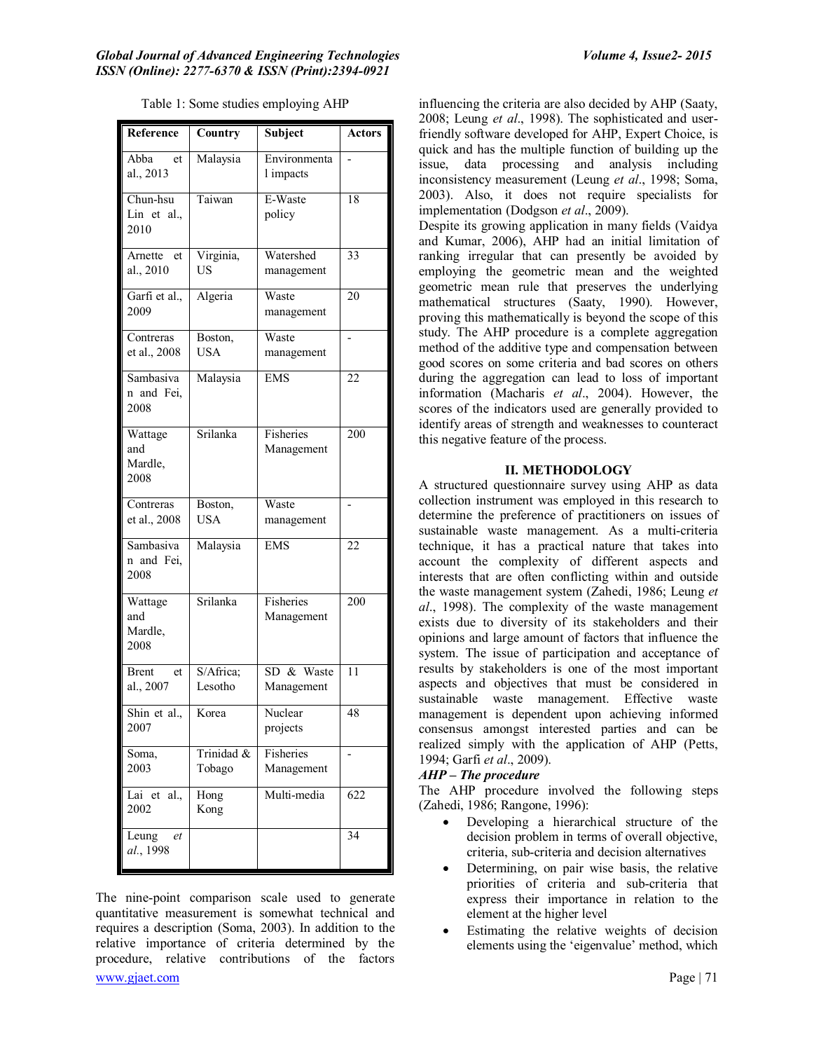Table 1: Some studies employing AHP

| Reference | Country | Subject | Actors |
|---|---|---|---|
| Abba et al., 2013 | Malaysia | Environmental impacts | - |
| Chun-hsu Lin et al., 2010 | Taiwan | E-Waste policy | 18 |
| Arnette et al., 2010 | Virginia, US | Watershed management | 33 |
| Garfi et al., 2009 | Algeria | Waste management | 20 |
| Contreras et al., 2008 | Boston, USA | Waste management | - |
| Sambasivan and Fei, 2008 | Malaysia | EMS | 22 |
| Wattage and Mardle, 2008 | Srilanka | Fisheries Management | 200 |
| Contreras et al., 2008 | Boston, USA | Waste management | - |
| Sambasivan and Fei, 2008 | Malaysia | EMS | 22 |
| Wattage and Mardle, 2008 | Srilanka | Fisheries Management | 200 |
| Brent et al., 2007 | S/Africa; Lesotho | SD & Waste Management | 11 |
| Shin et al., 2007 | Korea | Nuclear projects | 48 |
| Soma, 2003 | Trinidad & Tobago | Fisheries Management | - |
| Lai et al., 2002 | Hong Kong | Multi-media | 622 |
| Leung *et al.*, 1998 | | | 34 |

The nine-point comparison scale used to generate quantitative measurement is somewhat technical and requires a description (Soma, 2003). In addition to the relative importance of criteria determined by the procedure, relative contributions of the factors influencing the criteria are also decided by AHP (Saaty, 2008; Leung *et al*., 1998). The sophisticated and user-friendly software developed for AHP, Expert Choice, is quick and has the multiple function of building up the issue, data processing and analysis including inconsistency measurement (Leung *et al*., 1998; Soma, 2003). Also, it does not require specialists for implementation (Dodgson *et al*., 2009).

Despite its growing application in many fields (Vaidya and Kumar, 2006), AHP had an initial limitation of ranking irregular that can presently be avoided by employing the geometric mean and the weighted geometric mean rule that preserves the underlying mathematical structures (Saaty, 1990). However, proving this mathematically is beyond the scope of this study. The AHP procedure is a complete aggregation method of the additive type and compensation between good scores on some criteria and bad scores on others during the aggregation can lead to loss of important information (Macharis *et al*., 2004). However, the scores of the indicators used are generally provided to identify areas of strength and weaknesses to counteract this negative feature of the process.

## II. METHODOLOGY

A structured questionnaire survey using AHP as data collection instrument was employed in this research to determine the preference of practitioners on issues of sustainable waste management. As a multi-criteria technique, it has a practical nature that takes into account the complexity of different aspects and interests that are often conflicting within and outside the waste management system (Zahedi, 1986; Leung *et al*., 1998). The complexity of the waste management exists due to diversity of its stakeholders and their opinions and large amount of factors that influence the system. The issue of participation and acceptance of results by stakeholders is one of the most important aspects and objectives that must be considered in sustainable waste management. Effective waste management is dependent upon achieving informed consensus amongst interested parties and can be realized simply with the application of AHP (Petts, 1994; Garfi *et al*., 2009).

***AHP – The procedure***

The AHP procedure involved the following steps (Zahedi, 1986; Rangone, 1996):

- Developing a hierarchical structure of the decision problem in terms of overall objective, criteria, sub-criteria and decision alternatives
- Determining, on pair wise basis, the relative priorities of criteria and sub-criteria that express their importance in relation to the element at the higher level
- Estimating the relative weights of decision elements using the 'eigenvalue' method, which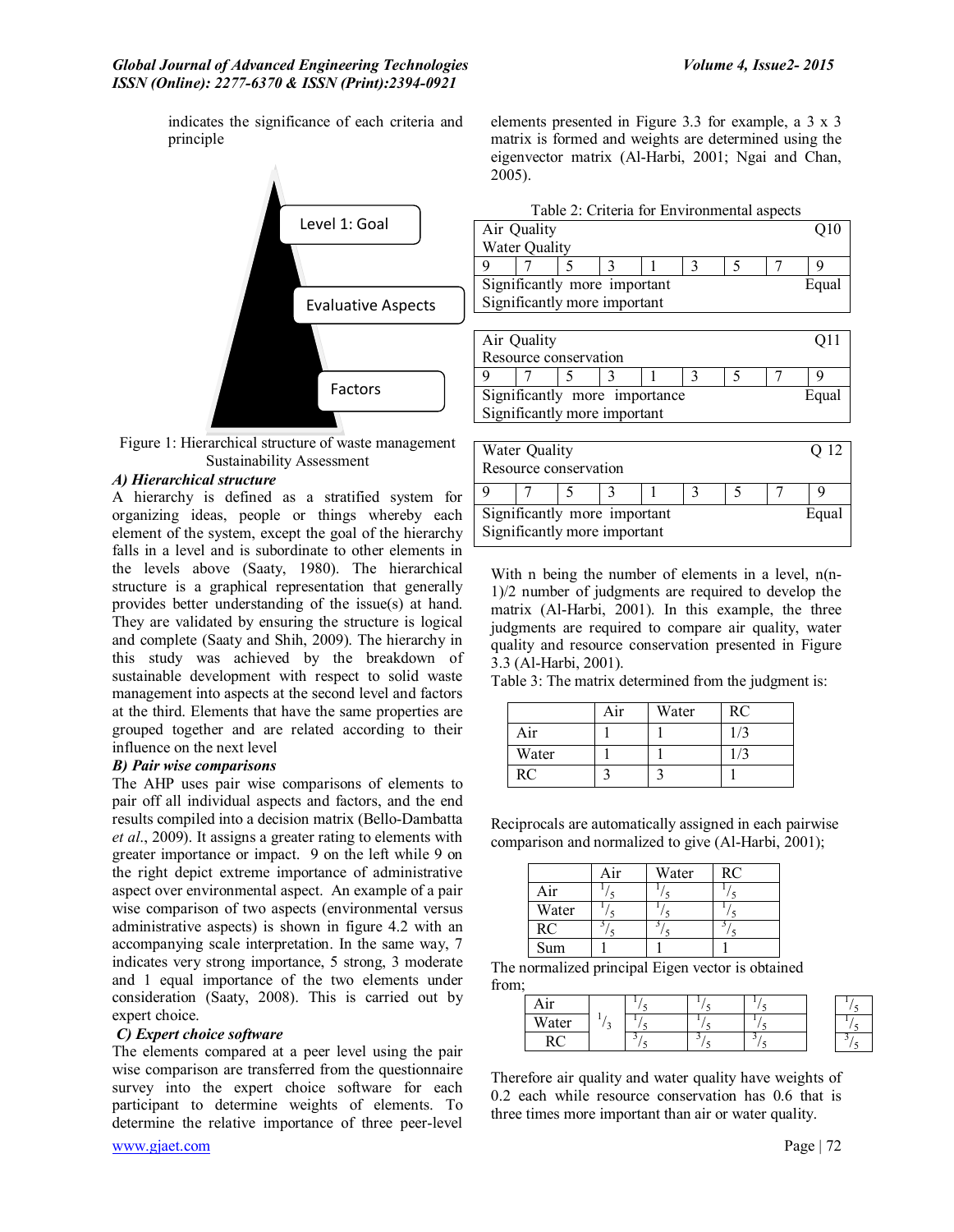indicates the significance of each criteria and principle

Level 1: Goal

Evaluative Aspects

Factors

Figure 1: Hierarchical structure of waste management Sustainability Assessment

### *A) Hierarchical structure*

A hierarchy is defined as a stratified system for organizing ideas, people or things whereby each element of the system, except the goal of the hierarchy falls in a level and is subordinate to other elements in the levels above (Saaty, 1980). The hierarchical structure is a graphical representation that generally provides better understanding of the issue(s) at hand. They are validated by ensuring the structure is logical and complete (Saaty and Shih, 2009). The hierarchy in this study was achieved by the breakdown of sustainable development with respect to solid waste management into aspects at the second level and factors at the third. Elements that have the same properties are grouped together and are related according to their influence on the next level

### *B) Pair wise comparisons*

The AHP uses pair wise comparisons of elements to pair off all individual aspects and factors, and the end results compiled into a decision matrix (Bello-Dambatta *et al*., 2009). It assigns a greater rating to elements with greater importance or impact. 9 on the left while 9 on the right depict extreme importance of administrative aspect over environmental aspect. An example of a pair wise comparison of two aspects (environmental versus administrative aspects) is shown in figure 4.2 with an accompanying scale interpretation. In the same way, 7 indicates very strong importance, 5 strong, 3 moderate and 1 equal importance of the two elements under consideration (Saaty, 2008). This is carried out by expert choice.

### *C) Expert choice software*

The elements compared at a peer level using the pair wise comparison are transferred from the questionnaire survey into the expert choice software for each participant to determine weights of elements. To determine the relative importance of three peer-level elements presented in Figure 3.3 for example, a 3 x 3 matrix is formed and weights are determined using the eigenvector matrix (Al-Harbi, 2001; Ngai and Chan, 2005).

Table 2: Criteria for Environmental aspects

| Air Quality<br>Water Quality | | | | | | | | Q10 |
|---|---|---|---|---|---|---|---|---|
| 9 | 7 | 5 | 3 | 1 | 3 | 5 | 7 | 9 |
| Significantly more important<br>Significantly more important | | | | Equal | | | | |

| Air Quality<br>Resource conservation | | | | | | | | Q11 |
|---|---|---|---|---|---|---|---|---|
| 9 | 7 | 5 | 3 | 1 | 3 | 5 | 7 | 9 |
| Significantly more importance<br>Significantly more important | | | | Equal | | | | |

| Water Quality<br>Resource conservation | | | | | | | | Q 12 |
|---|---|---|---|---|---|---|---|---|
| 9 | 7 | 5 | 3 | 1 | 3 | 5 | 7 | 9 |
| Significantly more important<br>Significantly more important | | | | Equal | | | | |

With n being the number of elements in a level, n(n-1)/2 number of judgments are required to develop the matrix (Al-Harbi, 2001). In this example, the three judgments are required to compare air quality, water quality and resource conservation presented in Figure 3.3 (Al-Harbi, 2001).

Table 3: The matrix determined from the judgment is:

| | Air | Water | RC |
|---|---|---|---|
| Air | 1 | 1 | 1/3 |
| Water | 1 | 1 | 1/3 |
| RC | 3 | 3 | 1 |

Reciprocals are automatically assigned in each pairwise comparison and normalized to give (Al-Harbi, 2001);

| | Air | Water | RC |
|---|---|---|---|
| Air | $^1/_5$ | $^1/_5$ | $^1/_5$ |
| Water | $^1/_5$ | $^1/_5$ | $^1/_5$ |
| RC | $^3/_5$ | $^3/_5$ | $^3/_5$ |
| Sum | 1 | 1 | 1 |

The normalized principal Eigen vector is obtained from;

$$\begin{matrix} \text{Air} \\ \text{Water} \\ \text{RC} \end{matrix} \quad {}^1/_3 \begin{bmatrix} ^1/_5 & ^1/_5 & ^1/_5 \\ ^1/_5 & ^1/_5 & ^1/_5 \\ ^3/_5 & ^3/_5 & ^3/_5 \end{bmatrix} \quad \begin{bmatrix} ^1/_5 \\ ^1/_5 \\ ^3/_5 \end{bmatrix}$$

Therefore air quality and water quality have weights of 0.2 each while resource conservation has 0.6 that is three times more important than air or water quality.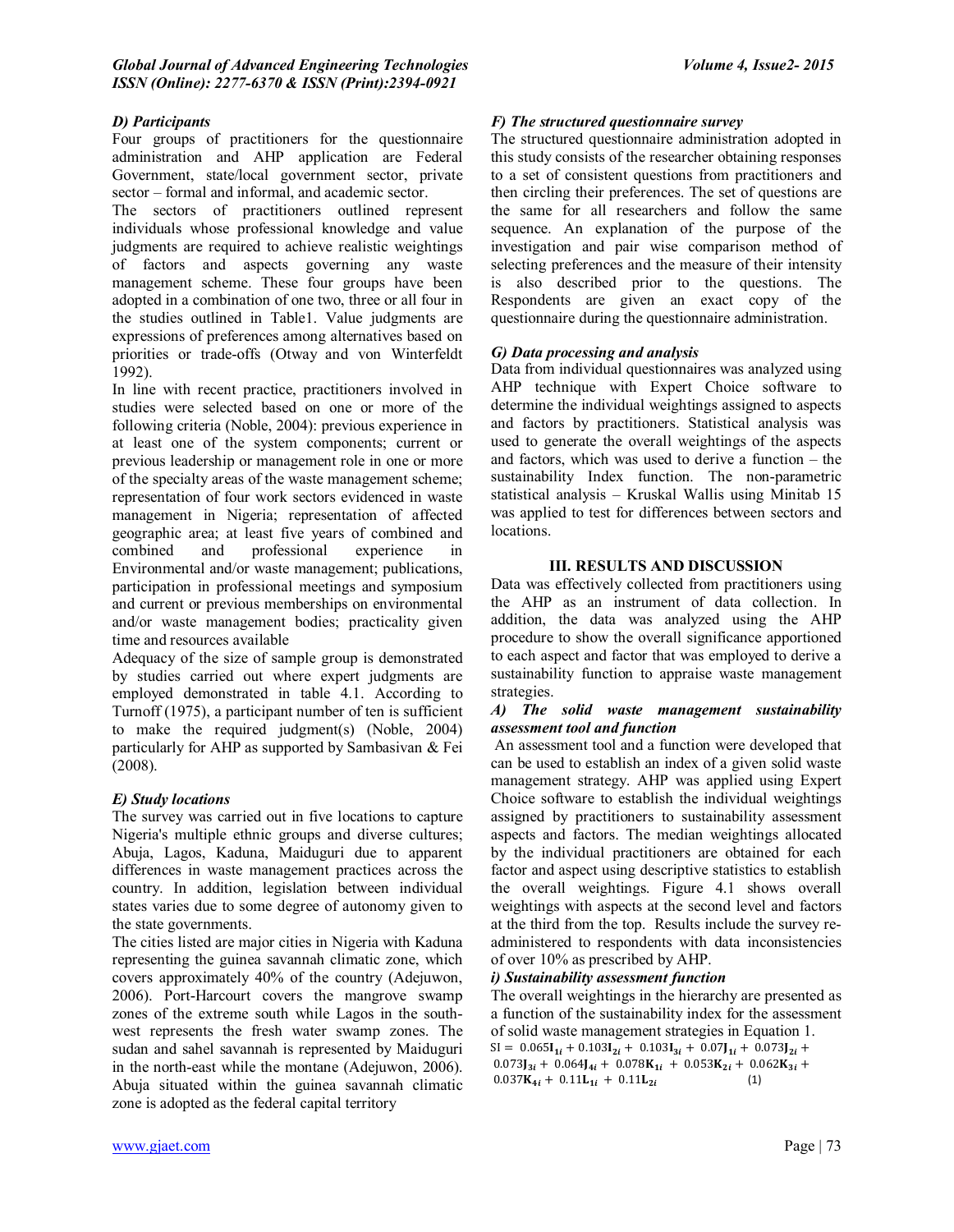### D) Participants

Four groups of practitioners for the questionnaire administration and AHP application are Federal Government, state/local government sector, private sector – formal and informal, and academic sector.

The sectors of practitioners outlined represent individuals whose professional knowledge and value judgments are required to achieve realistic weightings of factors and aspects governing any waste management scheme. These four groups have been adopted in a combination of one two, three or all four in the studies outlined in Table1. Value judgments are expressions of preferences among alternatives based on priorities or trade-offs (Otway and von Winterfeldt 1992).

In line with recent practice, practitioners involved in studies were selected based on one or more of the following criteria (Noble, 2004): previous experience in at least one of the system components; current or previous leadership or management role in one or more of the specialty areas of the waste management scheme; representation of four work sectors evidenced in waste management in Nigeria; representation of affected geographic area; at least five years of combined and professional experience in Environmental and/or waste management; publications, participation in professional meetings and symposium and current or previous memberships on environmental and/or waste management bodies; practicality given time and resources available

Adequacy of the size of sample group is demonstrated by studies carried out where expert judgments are employed demonstrated in table 4.1. According to Turnoff (1975), a participant number of ten is sufficient to make the required judgment(s) (Noble, 2004) particularly for AHP as supported by Sambasivan & Fei (2008).

### E) Study locations

The survey was carried out in five locations to capture Nigeria's multiple ethnic groups and diverse cultures; Abuja, Lagos, Kaduna, Maiduguri due to apparent differences in waste management practices across the country. In addition, legislation between individual states varies due to some degree of autonomy given to the state governments.

The cities listed are major cities in Nigeria with Kaduna representing the guinea savannah climatic zone, which covers approximately 40% of the country (Adejuwon, 2006). Port-Harcourt covers the mangrove swamp zones of the extreme south while Lagos in the south-west represents the fresh water swamp zones. The sudan and sahel savannah is represented by Maiduguri in the north-east while the montane (Adejuwon, 2006). Abuja situated within the guinea savannah climatic zone is adopted as the federal capital territory

### F) The structured questionnaire survey

The structured questionnaire administration adopted in this study consists of the researcher obtaining responses to a set of consistent questions from practitioners and then circling their preferences. The set of questions are the same for all researchers and follow the same sequence. An explanation of the purpose of the investigation and pair wise comparison method of selecting preferences and the measure of their intensity is also described prior to the questions. The Respondents are given an exact copy of the questionnaire during the questionnaire administration.

### G) Data processing and analysis

Data from individual questionnaires was analyzed using AHP technique with Expert Choice software to determine the individual weightings assigned to aspects and factors by practitioners. Statistical analysis was used to generate the overall weightings of the aspects and factors, which was used to derive a function – the sustainability Index function. The non-parametric statistical analysis – Kruskal Wallis using Minitab 15 was applied to test for differences between sectors and locations.

## III. RESULTS AND DISCUSSION

Data was effectively collected from practitioners using the AHP as an instrument of data collection. In addition, the data was analyzed using the AHP procedure to show the overall significance apportioned to each aspect and factor that was employed to derive a sustainability function to appraise waste management strategies.

### A) The solid waste management sustainability assessment tool and function

An assessment tool and a function were developed that can be used to establish an index of a given solid waste management strategy. AHP was applied using Expert Choice software to establish the individual weightings assigned by practitioners to sustainability assessment aspects and factors. The median weightings allocated by the individual practitioners are obtained for each factor and aspect using descriptive statistics to establish the overall weightings. Figure 4.1 shows overall weightings with aspects at the second level and factors at the third from the top. Results include the survey re-administered to respondents with data inconsistencies of over 10% as prescribed by AHP.

#### i) Sustainability assessment function

The overall weightings in the hierarchy are presented as a function of the sustainability index for the assessment of solid waste management strategies in Equation 1.

$$\mathrm{SI} = 0.065\mathbf{I}_{1i} + 0.103\mathbf{I}_{2i} + 0.103\mathbf{I}_{3i} + 0.07\mathbf{J}_{1i} + 0.073\mathbf{J}_{2i} + 0.073\mathbf{J}_{3i} + 0.064\mathbf{J}_{4i} + 0.078\mathbf{K}_{1i} + 0.053\mathbf{K}_{2i} + 0.062\mathbf{K}_{3i} + 0.037\mathbf{K}_{4i} + 0.11\mathbf{L}_{1i} + 0.11\mathbf{L}_{2i} \quad (1)$$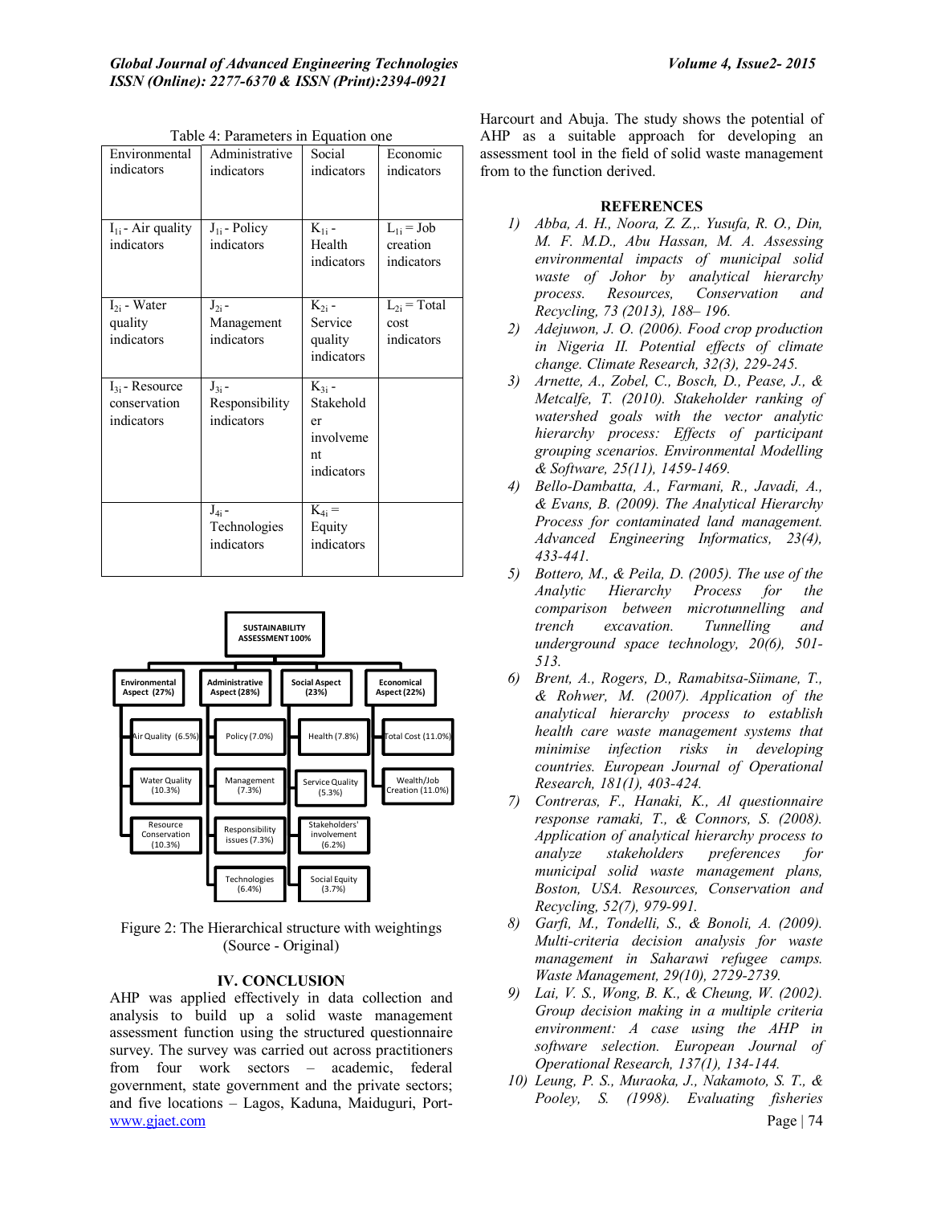Table 4: Parameters in Equation one

| Environmental indicators | Administrative indicators | Social indicators | Economic indicators |
|---|---|---|---|
| $I_{1i}$ - Air quality indicators | $J_{1i}$ - Policy indicators | $K_{1i}$ - Health indicators | $L_{1i}$ = Job creation indicators |
| $I_{2i}$ - Water quality indicators | $J_{2i}$ - Management indicators | $K_{2i}$ - Service quality indicators | $L_{2i}$ = Total cost indicators |
| $I_{3i}$ - Resource conservation indicators | $J_{3i}$ - Responsibility indicators | $K_{3i}$ - Stakeholder involvement indicators | |
| | $J_{4i}$ - Technologies indicators | $K_{4i}$ = Equity indicators | |

**SUSTAINABILITY ASSESSMENT 100%**

- Environmental Aspect (27%)
  - Air Quality (6.5%)
  - Water Quality (10.3%)
  - Resource Conservation (10.3%)
- Administrative Aspect (28%)
  - Policy (7.0%)
  - Management (7.3%)
  - Responsibility issues (7.3%)
  - Technologies (6.4%)
- Social Aspect (23%)
  - Health (7.8%)
  - Service Quality (5.3%)
  - Stakeholders' involvement (6.2%)
  - Social Equity (3.7%)
- Economical Aspect (22%)
  - Total Cost (11.0%)
  - Wealth/Job Creation (11.0%)

Figure 2: The Hierarchical structure with weightings (Source - Original)

## IV. CONCLUSION

AHP was applied effectively in data collection and analysis to build up a solid waste management assessment function using the structured questionnaire survey. The survey was carried out across practitioners from four work sectors – academic, federal government, state government and the private sectors; and five locations – Lagos, Kaduna, Maiduguri, Port-Harcourt and Abuja. The study shows the potential of AHP as a suitable approach for developing an assessment tool in the field of solid waste management from to the function derived.

## REFERENCES

1) *Abba, A. H., Noora, Z. Z.,. Yusufa, R. O., Din, M. F. M.D., Abu Hassan, M. A. Assessing environmental impacts of municipal solid waste of Johor by analytical hierarchy process. Resources, Conservation and Recycling, 73 (2013), 188– 196.*
2) *Adejuwon, J. O. (2006). Food crop production in Nigeria II. Potential effects of climate change. Climate Research, 32(3), 229-245.*
3) *Arnette, A., Zobel, C., Bosch, D., Pease, J., & Metcalfe, T. (2010). Stakeholder ranking of watershed goals with the vector analytic hierarchy process: Effects of participant grouping scenarios. Environmental Modelling & Software, 25(11), 1459-1469.*
4) *Bello-Dambatta, A., Farmani, R., Javadi, A., & Evans, B. (2009). The Analytical Hierarchy Process for contaminated land management. Advanced Engineering Informatics, 23(4), 433-441.*
5) *Bottero, M., & Peila, D. (2005). The use of the Analytic Hierarchy Process for the comparison between microtunnelling and trench excavation. Tunnelling and underground space technology, 20(6), 501-513.*
6) *Brent, A., Rogers, D., Ramabitsa-Siimane, T., & Rohwer, M. (2007). Application of the analytical hierarchy process to establish health care waste management systems that minimise infection risks in developing countries. European Journal of Operational Research, 181(1), 403-424.*
7) *Contreras, F., Hanaki, K., Al questionnaire response ramaki, T., & Connors, S. (2008). Application of analytical hierarchy process to analyze stakeholders preferences for municipal solid waste management plans, Boston, USA. Resources, Conservation and Recycling, 52(7), 979-991.*
8) *Garfi, M., Tondelli, S., & Bonoli, A. (2009). Multi-criteria decision analysis for waste management in Saharawi refugee camps. Waste Management, 29(10), 2729-2739.*
9) *Lai, V. S., Wong, B. K., & Cheung, W. (2002). Group decision making in a multiple criteria environment: A case using the AHP in software selection. European Journal of Operational Research, 137(1), 134-144.*
10) *Leung, P. S., Muraoka, J., Nakamoto, S. T., & Pooley, S. (1998). Evaluating fisheries*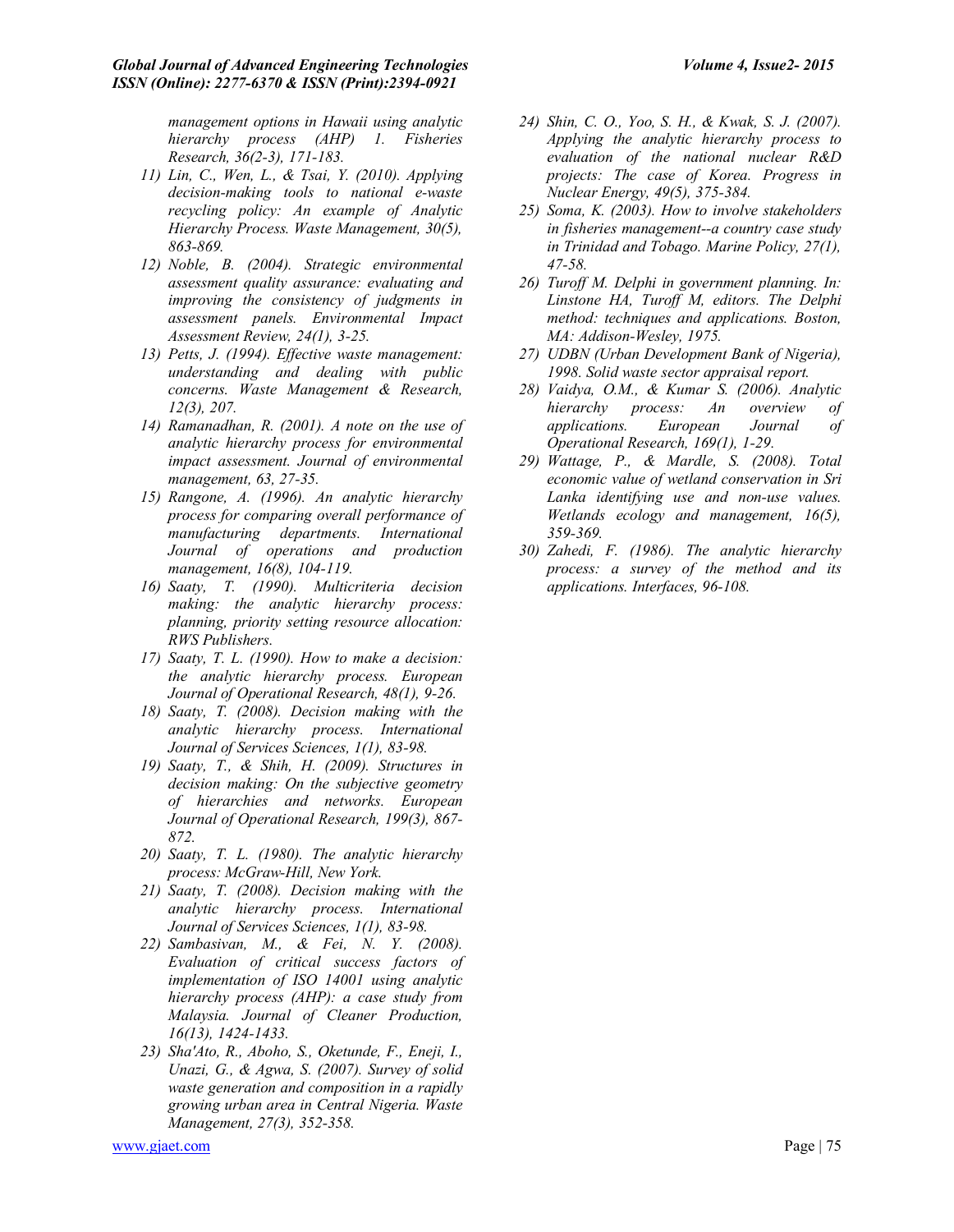*management options in Hawaii using analytic hierarchy process (AHP) 1. Fisheries Research, 36(2-3), 171-183.*

11) *Lin, C., Wen, L., & Tsai, Y. (2010). Applying decision-making tools to national e-waste recycling policy: An example of Analytic Hierarchy Process. Waste Management, 30(5), 863-869.*
12) *Noble, B. (2004). Strategic environmental assessment quality assurance: evaluating and improving the consistency of judgments in assessment panels. Environmental Impact Assessment Review, 24(1), 3-25.*
13) *Petts, J. (1994). Effective waste management: understanding and dealing with public concerns. Waste Management & Research, 12(3), 207.*
14) *Ramanadhan, R. (2001). A note on the use of analytic hierarchy process for environmental impact assessment. Journal of environmental management, 63, 27-35.*
15) *Rangone, A. (1996). An analytic hierarchy process for comparing overall performance of manufacturing departments. International Journal of operations and production management, 16(8), 104-119.*
16) *Saaty, T. (1990). Multicriteria decision making: the analytic hierarchy process: planning, priority setting resource allocation: RWS Publishers.*
17) *Saaty, T. L. (1990). How to make a decision: the analytic hierarchy process. European Journal of Operational Research, 48(1), 9-26.*
18) *Saaty, T. (2008). Decision making with the analytic hierarchy process. International Journal of Services Sciences, 1(1), 83-98.*
19) *Saaty, T., & Shih, H. (2009). Structures in decision making: On the subjective geometry of hierarchies and networks. European Journal of Operational Research, 199(3), 867-872.*
20) *Saaty, T. L. (1980). The analytic hierarchy process: McGraw-Hill, New York.*
21) *Saaty, T. (2008). Decision making with the analytic hierarchy process. International Journal of Services Sciences, 1(1), 83-98.*
22) *Sambasivan, M., & Fei, N. Y. (2008). Evaluation of critical success factors of implementation of ISO 14001 using analytic hierarchy process (AHP): a case study from Malaysia. Journal of Cleaner Production, 16(13), 1424-1433.*
23) *Sha'Ato, R., Aboho, S., Oketunde, F., Eneji, I., Unazi, G., & Agwa, S. (2007). Survey of solid waste generation and composition in a rapidly growing urban area in Central Nigeria. Waste Management, 27(3), 352-358.*
24) *Shin, C. O., Yoo, S. H., & Kwak, S. J. (2007). Applying the analytic hierarchy process to evaluation of the national nuclear R&D projects: The case of Korea. Progress in Nuclear Energy, 49(5), 375-384.*
25) *Soma, K. (2003). How to involve stakeholders in fisheries management--a country case study in Trinidad and Tobago. Marine Policy, 27(1), 47-58.*
26) *Turoff M. Delphi in government planning. In: Linstone HA, Turoff M, editors. The Delphi method: techniques and applications. Boston, MA: Addison-Wesley, 1975.*
27) *UDBN (Urban Development Bank of Nigeria), 1998. Solid waste sector appraisal report.*
28) *Vaidya, O.M., & Kumar S. (2006). Analytic hierarchy process: An overview of applications. European Journal of Operational Research, 169(1), 1-29.*
29) *Wattage, P., & Mardle, S. (2008). Total economic value of wetland conservation in Sri Lanka identifying use and non-use values. Wetlands ecology and management, 16(5), 359-369.*
30) *Zahedi, F. (1986). The analytic hierarchy process: a survey of the method and its applications. Interfaces, 96-108.*